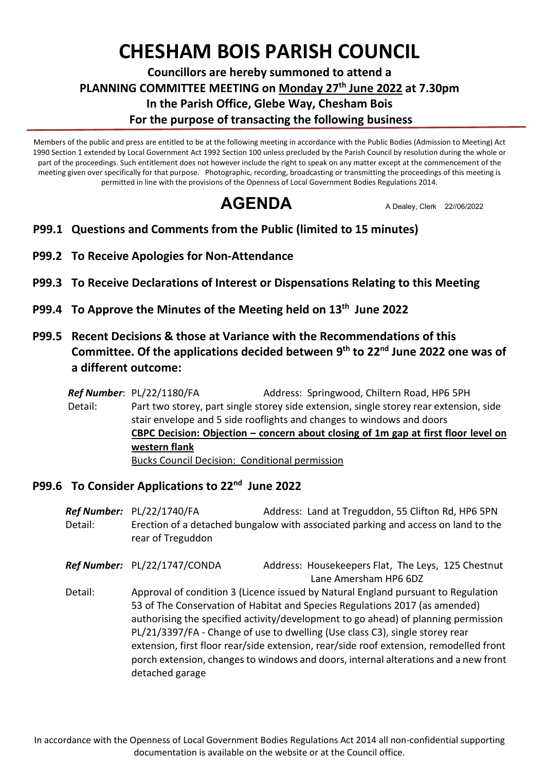# CHESHAM BOIS PARISH COUNCIL

**Councillors are hereby summoned to attend a**
**PLANNING COMMITTEE MEETING on Monday 27th June 2022 at 7.30pm**
**In the Parish Office, Glebe Way, Chesham Bois**
**For the purpose of transacting the following business**

Members of the public and press are entitled to be at the following meeting in accordance with the Public Bodies (Admission to Meeting) Act 1990 Section 1 extended by Local Government Act 1992 Section 100 unless precluded by the Parish Council by resolution during the whole or part of the proceedings. Such entitlement does not however include the right to speak on any matter except at the commencement of the meeting given over specifically for that purpose. Photographic, recording, broadcasting or transmitting the proceedings of this meeting is permitted in line with the provisions of the Openness of Local Government Bodies Regulations 2014.

## AGENDA

A Dealey, Clerk 22//06/2022

**P99.1 Questions and Comments from the Public (limited to 15 minutes)**

**P99.2 To Receive Apologies for Non-Attendance**

**P99.3 To Receive Declarations of Interest or Dispensations Relating to this Meeting**

**P99.4 To Approve the Minutes of the Meeting held on 13th June 2022**

**P99.5 Recent Decisions & those at Variance with the Recommendations of this Committee. Of the applications decided between 9th to 22nd June 2022 one was of a different outcome:**

*Ref Number*: PL/22/1180/FA Address: Springwood, Chiltern Road, HP6 5PH

Detail: Part two storey, part single storey side extension, single storey rear extension, side stair envelope and 5 side rooflights and changes to windows and doors

**CBPC Decision: Objection – concern about closing of 1m gap at first floor level on western flank**

Bucks Council Decision: Conditional permission

**P99.6 To Consider Applications to 22nd June 2022**

*Ref Number:* PL/22/1740/FA Address: Land at Treguddon, 55 Clifton Rd, HP6 5PN

Detail: Erection of a detached bungalow with associated parking and access on land to the rear of Treguddon

*Ref Number:* PL/22/1747/CONDA Address: Housekeepers Flat, The Leys, 125 Chestnut Lane Amersham HP6 6DZ

Detail: Approval of condition 3 (Licence issued by Natural England pursuant to Regulation 53 of The Conservation of Habitat and Species Regulations 2017 (as amended) authorising the specified activity/development to go ahead) of planning permission PL/21/3397/FA - Change of use to dwelling (Use class C3), single storey rear extension, first floor rear/side extension, rear/side roof extension, remodelled front porch extension, changes to windows and doors, internal alterations and a new front detached garage

In accordance with the Openness of Local Government Bodies Regulations Act 2014 all non-confidential supporting documentation is available on the website or at the Council office.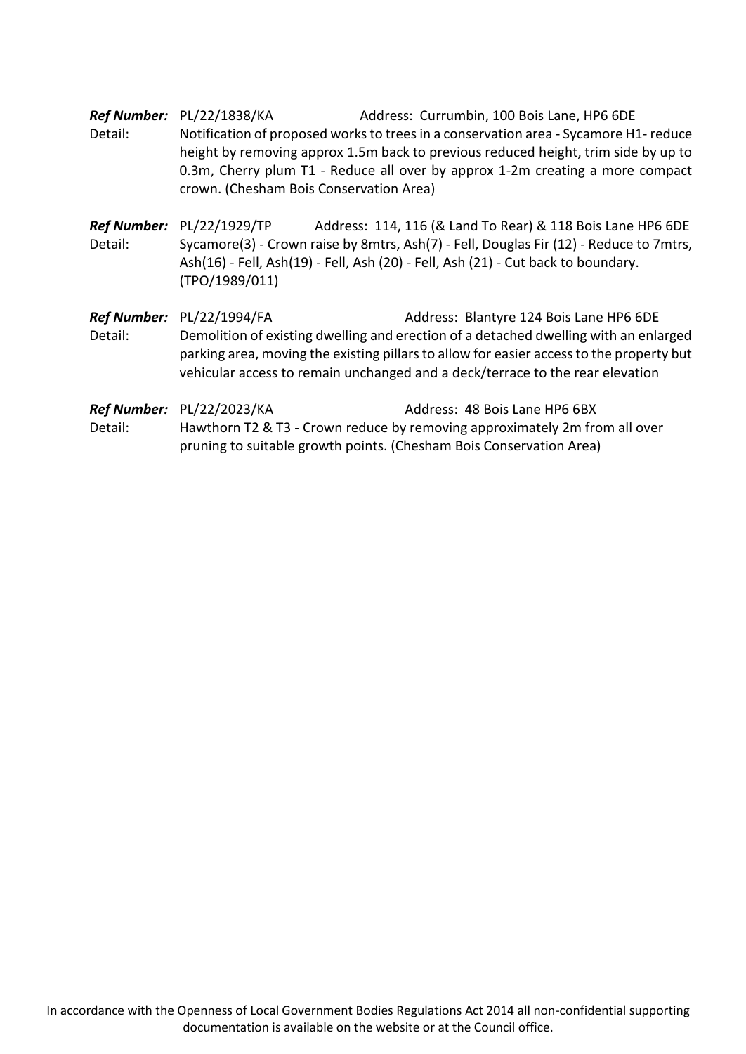***Ref Number:*** PL/22/1838/KA Address: Currumbin, 100 Bois Lane, HP6 6DE
Detail: Notification of proposed works to trees in a conservation area - Sycamore H1- reduce height by removing approx 1.5m back to previous reduced height, trim side by up to 0.3m, Cherry plum T1 - Reduce all over by approx 1-2m creating a more compact crown. (Chesham Bois Conservation Area)

***Ref Number:*** PL/22/1929/TP Address: 114, 116 (& Land To Rear) & 118 Bois Lane HP6 6DE
Detail: Sycamore(3) - Crown raise by 8mtrs, Ash(7) - Fell, Douglas Fir (12) - Reduce to 7mtrs, Ash(16) - Fell, Ash(19) - Fell, Ash (20) - Fell, Ash (21) - Cut back to boundary. (TPO/1989/011)

***Ref Number:*** PL/22/1994/FA Address: Blantyre 124 Bois Lane HP6 6DE
Detail: Demolition of existing dwelling and erection of a detached dwelling with an enlarged parking area, moving the existing pillars to allow for easier access to the property but vehicular access to remain unchanged and a deck/terrace to the rear elevation

***Ref Number:*** PL/22/2023/KA Address: 48 Bois Lane HP6 6BX
Detail: Hawthorn T2 & T3 - Crown reduce by removing approximately 2m from all over pruning to suitable growth points. (Chesham Bois Conservation Area)

In accordance with the Openness of Local Government Bodies Regulations Act 2014 all non-confidential supporting documentation is available on the website or at the Council office.